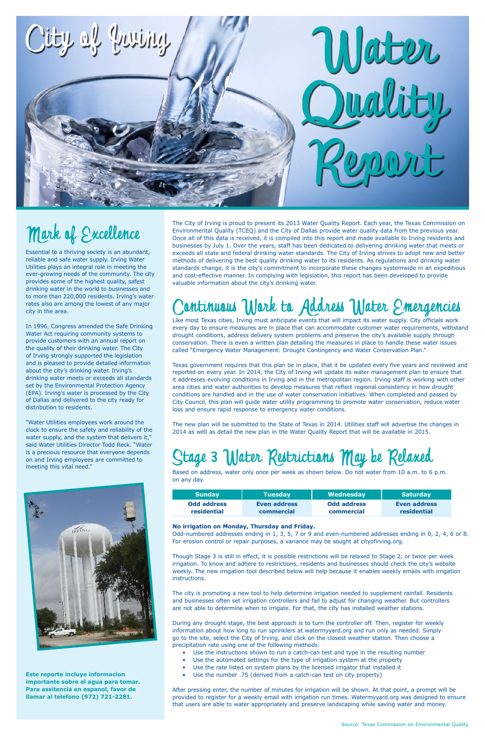# City of Irving Water Quality Report

## Mark of Excellence

Essential to a thriving society is an abundant, reliable and safe water supply. Irving Water Utilities plays an integral role in meeting the ever-growing needs of the community. The city provides some of the highest quality, safest drinking water in the world to businesses and to more than 220,000 residents. Irving's water rates also are among the lowest of any major city in the area.

In 1996, Congress amended the Safe Drinking Water Act requiring community systems to provide customers with an annual report on the quality of their drinking water. The City of Irving strongly supported the legislation and is pleased to provide detailed information about the city's drinking water. Irving's drinking water meets or exceeds all standards set by the Environmental Protection Agency (EPA). Irving's water is processed by the City of Dallas and delivered to the city ready for distribution to residents.

"Water Utilities employees work around the clock to ensure the safety and reliability of the water supply, and the system that delivers it," said Water Utilities Director Todd Reck. "Water is a precious resource that everyone depends on and Irving employees are committed to meeting this vital need."

**Este reporte incluye informacion importante sobre el agua para tomar. Para assitencia en espanol, favor de llamar al telefono (972) 721-2281.**

The City of Irving is proud to present its 2013 Water Quality Report. Each year, the Texas Commission on Environmental Quality (TCEQ) and the City of Dallas provide water quality data from the previous year. Once all of this data is received, it is compiled into this report and made available to Irving residents and businesses by July 1. Over the years, staff has been dedicated to delivering drinking water that meets or exceeds all state and federal drinking water standards. The City of Irving strives to adopt new and better methods of delivering the best quality drinking water to its residents. As regulations and drinking water standards change, it is the city's commitment to incorporate these changes systemwide in an expeditious and cost-effective manner. In complying with legislation, this report has been developed to provide valuable information about the city's drinking water.

## Continuous Work to Address Water Emergencies

Like most Texas cities, Irving must anticipate events that will impact its water supply. City officials work every day to ensure measures are in place that can accommodate customer water requirements, withstand drought conditions, address delivery system problems and preserve the city's available supply through conservation. There is even a written plan detailing the measures in place to handle these water issues called "Emergency Water Management: Drought Contingency and Water Conservation Plan."

Texas government requires that this plan be in place, that it be updated every five years and reviewed and reported on every year. In 2014, the City of Irving will update its water management plan to ensure that it addresses evolving conditions in Irving and in the metropolitan region. Irving staff is working with other area cities and water authorities to develop measures that reflect regional consistency in how drought conditions are handled and in the use of water conservation initiatives. When completed and passed by City Council, this plan will guide water utility programming to promote water conservation, reduce water loss and ensure rapid response to emergency water conditions.

The new plan will be submitted to the State of Texas in 2014. Utilities staff will advertise the changes in 2014 as well as detail the new plan in the Water Quality Report that will be available in 2015.

## Stage 3 Water Restrictions May be Relaxed

Based on address, water only once per week as shown below. Do not water from 10 a.m. to 6 p.m. on any day.

| Sunday | Tuesday | Wednesday | Saturday |
|---|---|---|---|
| **Odd address residential** | **Even address commercial** | **Odd address commercial** | **Even address residential** |

**No irrigation on Monday, Thursday and Friday.**

Odd-numbered addresses ending in 1, 3, 5, 7 or 9 and even-numbered addresses ending in 0, 2, 4, 6 or 8. For erosion control or repair purposes, a variance may be sought at cityofirving.org.

Though Stage 3 is still in effect, it is possible restrictions will be relaxed to Stage 2, or twice per week irrigation. To know and adhere to restrictions, residents and businesses should check the city's website weekly. The new irrigation tool described below will help because it enables weekly emails with irrigation instructions.

The city is promoting a new tool to help determine irrigation needed to supplement rainfall. Residents and businesses often set irrigation controllers and fail to adjust for changing weather. But controllers are not able to determine when to irrigate. For that, the city has installed weather stations.

During any drought stage, the best approach is to turn the controller off. Then, register for weekly information about how long to run sprinklers at watermyyard.org and run only as needed. Simply go to the site, select the City of Irving, and click on the closest weather station. Then choose a precipitation rate using one of the following methods:

- Use the instructions shown to run a catch-can test and type in the resulting number
- Use the automated settings for the type of irrigation system at the property
- Use the rate listed on system plans by the licensed irrigator that installed it
- Use the number .75 (derived from a catch-can test on city property)

After pressing enter, the number of minutes for irrigation will be shown. At that point, a prompt will be provided to register for a weekly email with irrigation run times. Watermyyard.org was designed to ensure that users are able to water appropriately and preserve landscaping while saving water and money.

Source: Texas Commission on Environmental Quality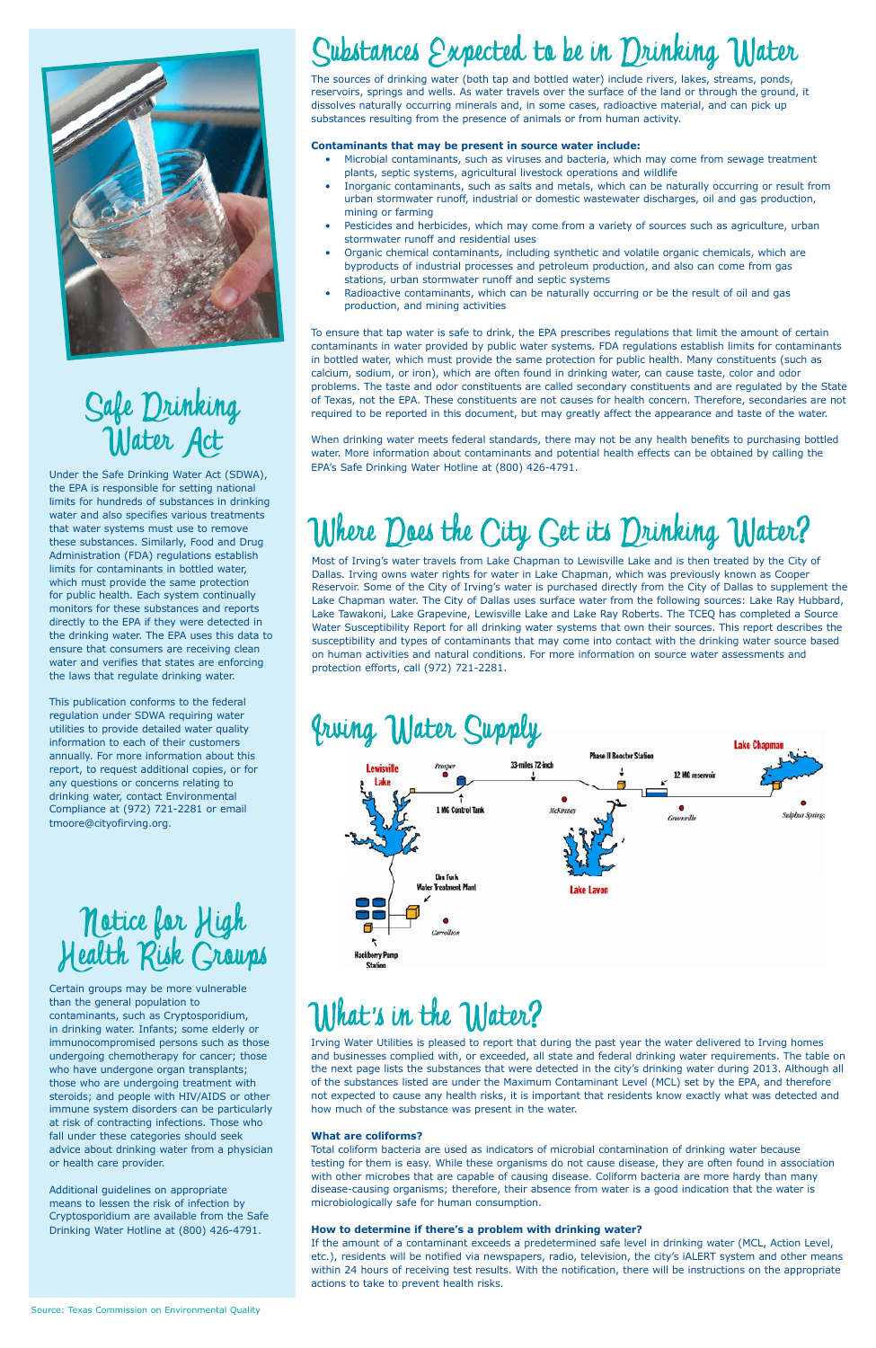# Safe Drinking Water Act

Under the Safe Drinking Water Act (SDWA), the EPA is responsible for setting national limits for hundreds of substances in drinking water and also specifies various treatments that water systems must use to remove these substances. Similarly, Food and Drug Administration (FDA) regulations establish limits for contaminants in bottled water, which must provide the same protection for public health. Each system continually monitors for these substances and reports directly to the EPA if they were detected in the drinking water. The EPA uses this data to ensure that consumers are receiving clean water and verifies that states are enforcing the laws that regulate drinking water.

This publication conforms to the federal regulation under SDWA requiring water utilities to provide detailed water quality information to each of their customers annually. For more information about this report, to request additional copies, or for any questions or concerns relating to drinking water, contact Environmental Compliance at (972) 721-2281 or email tmoore@cityofirving.org.

# Notice for High Health Risk Groups

Certain groups may be more vulnerable than the general population to contaminants, such as Cryptosporidium, in drinking water. Infants; some elderly or immunocompromised persons such as those undergoing chemotherapy for cancer; those who have undergone organ transplants; those who are undergoing treatment with steroids; and people with HIV/AIDS or other immune system disorders can be particularly at risk of contracting infections. Those who fall under these categories should seek advice about drinking water from a physician or health care provider.

Additional guidelines on appropriate means to lessen the risk of infection by Cryptosporidium are available from the Safe Drinking Water Hotline at (800) 426-4791.

# Substances Expected to be in Drinking Water

The sources of drinking water (both tap and bottled water) include rivers, lakes, streams, ponds, reservoirs, springs and wells. As water travels over the surface of the land or through the ground, it dissolves naturally occurring minerals and, in some cases, radioactive material, and can pick up substances resulting from the presence of animals or from human activity.

**Contaminants that may be present in source water include:**

- Microbial contaminants, such as viruses and bacteria, which may come from sewage treatment plants, septic systems, agricultural livestock operations and wildlife
- Inorganic contaminants, such as salts and metals, which can be naturally occurring or result from urban stormwater runoff, industrial or domestic wastewater discharges, oil and gas production, mining or farming
- Pesticides and herbicides, which may come from a variety of sources such as agriculture, urban stormwater runoff and residential uses
- Organic chemical contaminants, including synthetic and volatile organic chemicals, which are byproducts of industrial processes and petroleum production, and also can come from gas stations, urban stormwater runoff and septic systems
- Radioactive contaminants, which can be naturally occurring or be the result of oil and gas production, and mining activities

To ensure that tap water is safe to drink, the EPA prescribes regulations that limit the amount of certain contaminants in water provided by public water systems. FDA regulations establish limits for contaminants in bottled water, which must provide the same protection for public health. Many constituents (such as calcium, sodium, or iron), which are often found in drinking water, can cause taste, color and odor problems. The taste and odor constituents are called secondary constituents and are regulated by the State of Texas, not the EPA. These constituents are not causes for health concern. Therefore, secondaries are not required to be reported in this document, but may greatly affect the appearance and taste of the water.

When drinking water meets federal standards, there may not be any health benefits to purchasing bottled water. More information about contaminants and potential health effects can be obtained by calling the EPA's Safe Drinking Water Hotline at (800) 426-4791.

# Where Does the City Get its Drinking Water?

Most of Irving's water travels from Lake Chapman to Lewisville Lake and is then treated by the City of Dallas. Irving owns water rights for water in Lake Chapman, which was previously known as Cooper Reservoir. Some of the City of Irving's water is purchased directly from the City of Dallas to supplement the Lake Chapman water. The City of Dallas uses surface water from the following sources: Lake Ray Hubbard, Lake Tawakoni, Lake Grapevine, Lewisville Lake and Lake Ray Roberts. The TCEQ has completed a Source Water Susceptibility Report for all drinking water systems that own their sources. This report describes the susceptibility and types of contaminants that may come into contact with the drinking water source based on human activities and natural conditions. For more information on source water assessments and protection efforts, call (972) 721-2281.

# Irving Water Supply

Lewisville Lake · Prosper · 33-miles 72-inch · Phase II Booster Station · 12 MG reservoir · Lake Chapman · 1 MG Control Tank · McKinney · Greenville · Sulphur Springs · Elm Fork Water Treatment Plant · Lake Lavon · Carrollton · Hackberry Pump Station

# What's in the Water?

Irving Water Utilities is pleased to report that during the past year the water delivered to Irving homes and businesses complied with, or exceeded, all state and federal drinking water requirements. The table on the next page lists the substances that were detected in the city's drinking water during 2013. Although all of the substances listed are under the Maximum Contaminant Level (MCL) set by the EPA, and therefore not expected to cause any health risks, it is important that residents know exactly what was detected and how much of the substance was present in the water.

### What are coliforms?

Total coliform bacteria are used as indicators of microbial contamination of drinking water because testing for them is easy. While these organisms do not cause disease, they are often found in association with other microbes that are capable of causing disease. Coliform bacteria are more hardy than many disease-causing organisms; therefore, their absence from water is a good indication that the water is microbiologically safe for human consumption.

### How to determine if there's a problem with drinking water?

If the amount of a contaminant exceeds a predetermined safe level in drinking water (MCL, Action Level, etc.), residents will be notified via newspapers, radio, television, the city's iALERT system and other means within 24 hours of receiving test results. With the notification, there will be instructions on the appropriate actions to take to prevent health risks.

Source: Texas Commission on Environmental Quality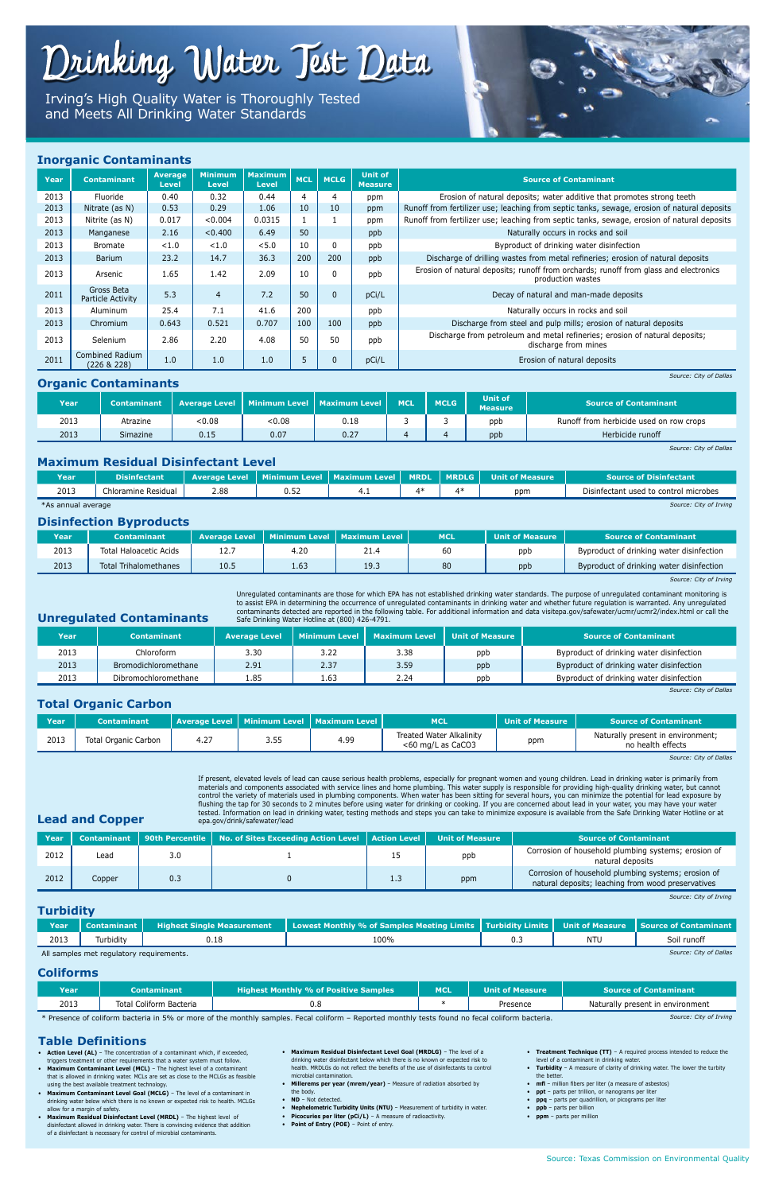# Drinking Water Test Data

Irving's High Quality Water is Thoroughly Tested and Meets All Drinking Water Standards

## Inorganic Contaminants

| Year | Contaminant | Average Level | Minimum Level | Maximum Level | MCL | MCLG | Unit of Measure | Source of Contaminant |
|---|---|---|---|---|---|---|---|---|
| 2013 | Fluoride | 0.40 | 0.32 | 0.44 | 4 | 4 | ppm | Erosion of natural deposits; water additive that promotes strong teeth |
| 2013 | Nitrate (as N) | 0.53 | 0.29 | 1.06 | 10 | 10 | ppm | Runoff from fertilizer use; leaching from septic tanks, sewage, erosion of natural deposits |
| 2013 | Nitrite (as N) | 0.017 | <0.004 | 0.0315 | 1 | 1 | ppm | Runoff from fertilizer use; leaching from septic tanks, sewage, erosion of natural deposits |
| 2013 | Manganese | 2.16 | <0.400 | 6.49 | 50 | | ppb | Naturally occurs in rocks and soil |
| 2013 | Bromate | <1.0 | <1.0 | <5.0 | 10 | 0 | ppb | Byproduct of drinking water disinfection |
| 2013 | Barium | 23.2 | 14.7 | 36.3 | 200 | 200 | ppb | Discharge of drilling wastes from metal refineries; erosion of natural deposits |
| 2013 | Arsenic | 1.65 | 1.42 | 2.09 | 10 | 0 | ppb | Erosion of natural deposits; runoff from orchards; runoff from glass and electronics production wastes |
| 2011 | Gross Beta Particle Activity | 5.3 | 4 | 7.2 | 50 | 0 | pCi/L | Decay of natural and man-made deposits |
| 2013 | Aluminum | 25.4 | 7.1 | 41.6 | 200 | | ppb | Naturally occurs in rocks and soil |
| 2013 | Chromium | 0.643 | 0.521 | 0.707 | 100 | 100 | ppb | Discharge from steel and pulp mills; erosion of natural deposits |
| 2013 | Selenium | 2.86 | 2.20 | 4.08 | 50 | 50 | ppb | Discharge from petroleum and metal refineries; erosion of natural deposits; discharge from mines |
| 2011 | Combined Radium (226 & 228) | 1.0 | 1.0 | 1.0 | 5 | 0 | pCi/L | Erosion of natural deposits |

Source: City of Dallas

## Organic Contaminants

| Year | Contaminant | Average Level | Minimum Level | Maximum Level | MCL | MCLG | Unit of Measure | Source of Contaminant |
|---|---|---|---|---|---|---|---|---|
| 2013 | Atrazine | <0.08 | <0.08 | 0.18 | 3 | 3 | ppb | Runoff from herbicide used on row crops |
| 2013 | Simazine | 0.15 | 0.07 | 0.27 | 4 | 4 | ppb | Herbicide runoff |

Source: City of Dallas

## Maximum Residual Disinfectant Level

| Year | Disinfectant | Average Level | Minimum Level | Maximum Level | MRDL | MRDLG | Unit of Measure | Source of Disinfectant |
|---|---|---|---|---|---|---|---|---|
| 2013 | Chloramine Residual | 2.88 | 0.52 | 4.1 | 4* | 4* | ppm | Disinfectant used to control microbes |

*As annual average

Source: City of Irving

## Disinfection Byproducts

| Year | Contaminant | Average Level | Minimum Level | Maximum Level | MCL | Unit of Measure | Source of Contaminant |
|---|---|---|---|---|---|---|---|
| 2013 | Total Haloacetic Acids | 12.7 | 4.20 | 21.4 | 60 | ppb | Byproduct of drinking water disinfection |
| 2013 | Total Trihalomethanes | 10.5 | 1.63 | 19.3 | 80 | ppb | Byproduct of drinking water disinfection |

Source: City of Irving

## Unregulated Contaminants

Unregulated contaminants are those for which EPA has not established drinking water standards. The purpose of unregulated contaminant monitoring is to assist EPA in determining the occurrence of unregulated contaminants in drinking water and whether future regulation is warranted. Any unregulated contaminants detected are reported in the following table. For additional information and data visitepa.gov/safewater/ucmr/ucmr2/index.html or call the Safe Drinking Water Hotline at (800) 426-4791.

| Year | Contaminant | Average Level | Minimum Level | Maximum Level | Unit of Measure | Source of Contaminant |
|---|---|---|---|---|---|---|
| 2013 | Chloroform | 3.30 | 3.22 | 3.38 | ppb | Byproduct of drinking water disinfection |
| 2013 | Bromodichloromethane | 2.91 | 2.37 | 3.59 | ppb | Byproduct of drinking water disinfection |
| 2013 | Dibromochloromethane | 1.85 | 1.63 | 2.24 | ppb | Byproduct of drinking water disinfection |

Source: City of Dallas

## Total Organic Carbon

| Year | Contaminant | Average Level | Minimum Level | Maximum Level | MCL | Unit of Measure | Source of Contaminant |
|---|---|---|---|---|---|---|---|
| 2013 | Total Organic Carbon | 4.27 | 3.55 | 4.99 | Treated Water Alkalinity <60 mg/L as CaCO3 | ppm | Naturally present in environment; no health effects |

Source: City of Dallas

## Lead and Copper

If present, elevated levels of lead can cause serious health problems, especially for pregnant women and young children. Lead in drinking water is primarily from materials and components associated with service lines and home plumbing. This water supply is responsible for providing high-quality drinking water, but cannot control the variety of materials used in plumbing components. When water has been sitting for several hours, you can minimize the potential for lead exposure by flushing the tap for 30 seconds to 2 minutes before using water for drinking or cooking. If you are concerned about lead in your water, you may have your water tested. Information on lead in drinking water, testing methods and steps you can take to minimize exposure is available from the Safe Drinking Water Hotline or at epa.gov/drink/safewater/lead

| Year | Contaminant | 90th Percentile | No. of Sites Exceeding Action Level | Action Level | Unit of Measure | Source of Contaminant |
|---|---|---|---|---|---|---|
| 2012 | Lead | 3.0 | 1 | 15 | ppb | Corrosion of household plumbing systems; erosion of natural deposits |
| 2012 | Copper | 0.3 | 0 | 1.3 | ppm | Corrosion of household plumbing systems; erosion of natural deposits; leaching from wood preservatives |

Source: City of Irving

## Turbidity

| Year | Contaminant | Highest Single Measurement | Lowest Monthly % of Samples Meeting Limits | Turbidity Limits | Unit of Measure | Source of Contaminant |
|---|---|---|---|---|---|---|
| 2013 | Turbidity | 0.18 | 100% | 0.3 | NTU | Soil runoff |

All samples met regulatory requirements.

Source: City of Dallas

## Coliforms

| Year | Contaminant | Highest Monthly % of Positive Samples | MCL | Unit of Measure | Source of Contaminant |
|---|---|---|---|---|---|
| 2013 | Total Coliform Bacteria | 0.8 | * | Presence | Naturally present in environment |

* Presence of coliform bacteria in 5% or more of the monthly samples. Fecal coliform – Reported monthly tests found no fecal coliform bacteria.

Source: City of Irving

## Table Definitions

- **Action Level (AL)** – The concentration of a contaminant which, if exceeded, triggers treatment or other requirements that a water system must follow.
- **Maximum Contaminant Level (MCL)** – The highest level of a contaminant that is allowed in drinking water. MCLs are set as close to the MCLGs as feasible using the best available treatment technology.
- **Maximum Contaminant Level Goal (MCLG)** – The level of a contaminant in drinking water below which there is no known or expected risk to health. MCLGs allow for a margin of safety.
- **Maximum Residual Disinfectant Level (MRDL)** – The highest level of disinfectant allowed in drinking water. There is convincing evidence that addition of a disinfectant is necessary for control of microbial contaminants.
- **Maximum Residual Disinfectant Level Goal (MRDLG)** – The level of a drinking water disinfectant below which there is no known or expected risk to health. MRDLGs do not reflect the benefits of the use of disinfectants to control microbial contamination.
- **Millerems per year (mrem/year)** – Measure of radiation absorbed by the body.
- **ND** – Not detected.
- **Nephelometric Turbidity Units (NTU)** – Measurement of turbidity in water.
- **Picocuries per liter (pCi/L)** – A measure of radioactivity.
- **Point of Entry (POE)** – Point of entry.
- **Treatment Technique (TT)** – A required process intended to reduce the level of a contaminant in drinking water.
- **Turbidity** – A measure of clarity of drinking water. The lower the turbity the better.
- **mfl** – million fibers per liter (a measure of asbestos)
- **ppt** – parts per trillion, or nanograms per liter
- **ppq** – parts per quadrillion, or picograms per liter
- **ppb** – parts per billion
- **ppm** – parts per million

Source: Texas Commission on Environmental Quality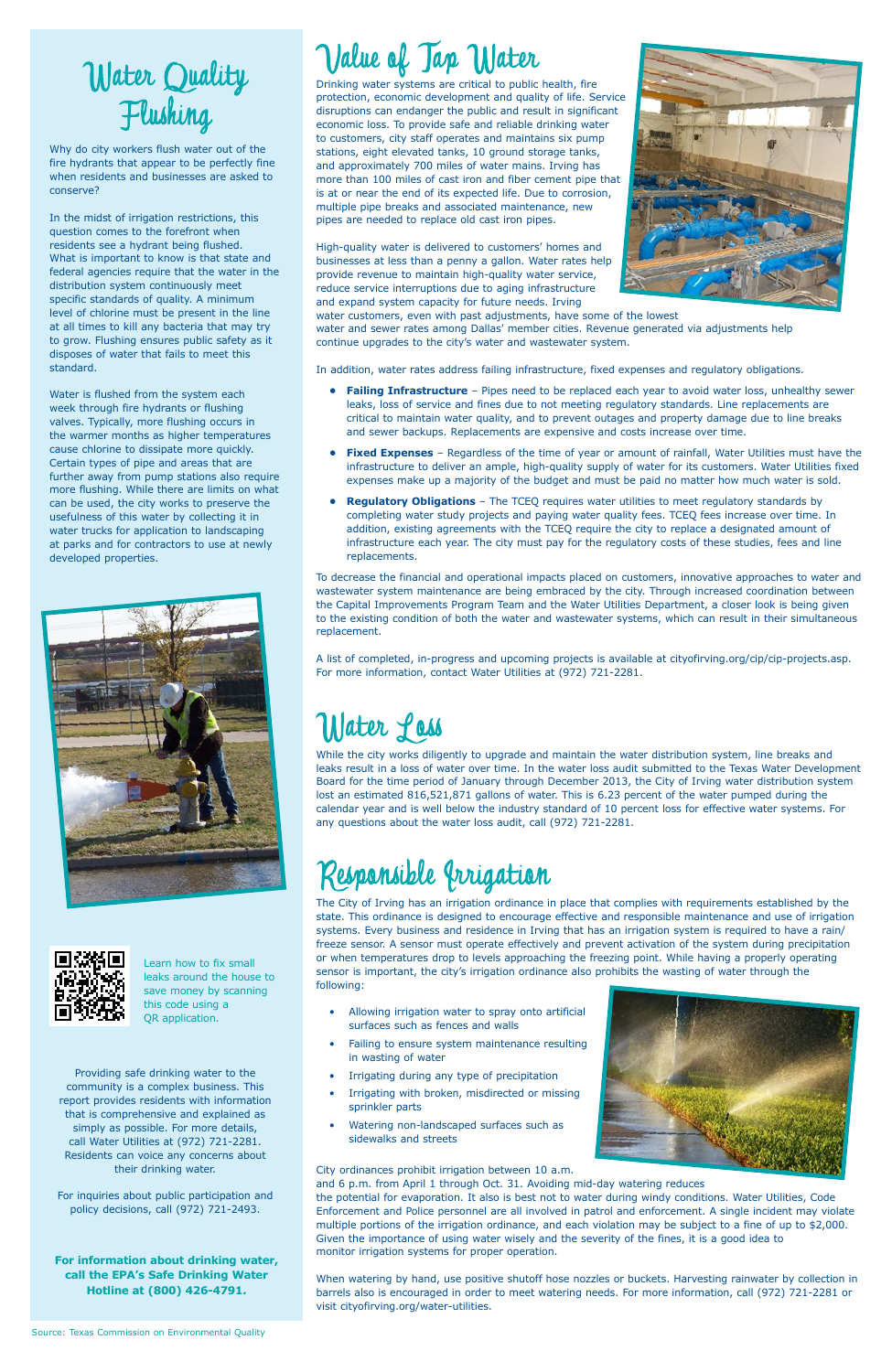# Water Quality Flushing

Why do city workers flush water out of the fire hydrants that appear to be perfectly fine when residents and businesses are asked to conserve?

In the midst of irrigation restrictions, this question comes to the forefront when residents see a hydrant being flushed. What is important to know is that state and federal agencies require that the water in the distribution system continuously meet specific standards of quality. A minimum level of chlorine must be present in the line at all times to kill any bacteria that may try to grow. Flushing ensures public safety as it disposes of water that fails to meet this standard.

Water is flushed from the system each week through fire hydrants or flushing valves. Typically, more flushing occurs in the warmer months as higher temperatures cause chlorine to dissipate more quickly. Certain types of pipe and areas that are further away from pump stations also require more flushing. While there are limits on what can be used, the city works to preserve the usefulness of this water by collecting it in water trucks for application to landscaping at parks and for contractors to use at newly developed properties.

Learn how to fix small leaks around the house to save money by scanning this code using a QR application.

Providing safe drinking water to the community is a complex business. This report provides residents with information that is comprehensive and explained as simply as possible. For more details, call Water Utilities at (972) 721-2281. Residents can voice any concerns about their drinking water.

For inquiries about public participation and policy decisions, call (972) 721-2493.

**For information about drinking water, call the EPA's Safe Drinking Water Hotline at (800) 426-4791.**

Source: Texas Commission on Environmental Quality

# Value of Tap Water

Drinking water systems are critical to public health, fire protection, economic development and quality of life. Service disruptions can endanger the public and result in significant economic loss. To provide safe and reliable drinking water to customers, city staff operates and maintains six pump stations, eight elevated tanks, 10 ground storage tanks, and approximately 700 miles of water mains. Irving has more than 100 miles of cast iron and fiber cement pipe that is at or near the end of its expected life. Due to corrosion, multiple pipe breaks and associated maintenance, new pipes are needed to replace old cast iron pipes.

High-quality water is delivered to customers' homes and businesses at less than a penny a gallon. Water rates help provide revenue to maintain high-quality water service, reduce service interruptions due to aging infrastructure and expand system capacity for future needs. Irving water customers, even with past adjustments, have some of the lowest water and sewer rates among Dallas' member cities. Revenue generated via adjustments help continue upgrades to the city's water and wastewater system.

In addition, water rates address failing infrastructure, fixed expenses and regulatory obligations.

- **Failing Infrastructure** – Pipes need to be replaced each year to avoid water loss, unhealthy sewer leaks, loss of service and fines due to not meeting regulatory standards. Line replacements are critical to maintain water quality, and to prevent outages and property damage due to line breaks and sewer backups. Replacements are expensive and costs increase over time.
- **Fixed Expenses** – Regardless of the time of year or amount of rainfall, Water Utilities must have the infrastructure to deliver an ample, high-quality supply of water for its customers. Water Utilities fixed expenses make up a majority of the budget and must be paid no matter how much water is sold.
- **Regulatory Obligations** – The TCEQ requires water utilities to meet regulatory standards by completing water study projects and paying water quality fees. TCEQ fees increase over time. In addition, existing agreements with the TCEQ require the city to replace a designated amount of infrastructure each year. The city must pay for the regulatory costs of these studies, fees and line replacements.

To decrease the financial and operational impacts placed on customers, innovative approaches to water and wastewater system maintenance are being embraced by the city. Through increased coordination between the Capital Improvements Program Team and the Water Utilities Department, a closer look is being given to the existing condition of both the water and wastewater systems, which can result in their simultaneous replacement.

A list of completed, in-progress and upcoming projects is available at cityofirving.org/cip/cip-projects.asp. For more information, contact Water Utilities at (972) 721-2281.

# Water Loss

While the city works diligently to upgrade and maintain the water distribution system, line breaks and leaks result in a loss of water over time. In the water loss audit submitted to the Texas Water Development Board for the time period of January through December 2013, the City of Irving water distribution system lost an estimated 816,521,871 gallons of water. This is 6.23 percent of the water pumped during the calendar year and is well below the industry standard of 10 percent loss for effective water systems. For any questions about the water loss audit, call (972) 721-2281.

# Responsible Irrigation

The City of Irving has an irrigation ordinance in place that complies with requirements established by the state. This ordinance is designed to encourage effective and responsible maintenance and use of irrigation systems. Every business and residence in Irving that has an irrigation system is required to have a rain/freeze sensor. A sensor must operate effectively and prevent activation of the system during precipitation or when temperatures drop to levels approaching the freezing point. While having a properly operating sensor is important, the city's irrigation ordinance also prohibits the wasting of water through the following:

- Allowing irrigation water to spray onto artificial surfaces such as fences and walls
- Failing to ensure system maintenance resulting in wasting of water
- Irrigating during any type of precipitation
- Irrigating with broken, misdirected or missing sprinkler parts
- Watering non-landscaped surfaces such as sidewalks and streets

City ordinances prohibit irrigation between 10 a.m. and 6 p.m. from April 1 through Oct. 31. Avoiding mid-day watering reduces the potential for evaporation. It also is best not to water during windy conditions. Water Utilities, Code Enforcement and Police personnel are all involved in patrol and enforcement. A single incident may violate multiple portions of the irrigation ordinance, and each violation may be subject to a fine of up to $2,000. Given the importance of using water wisely and the severity of the fines, it is a good idea to monitor irrigation systems for proper operation.

When watering by hand, use positive shutoff hose nozzles or buckets. Harvesting rainwater by collection in barrels also is encouraged in order to meet watering needs. For more information, call (972) 721-2281 or visit cityofirving.org/water-utilities.